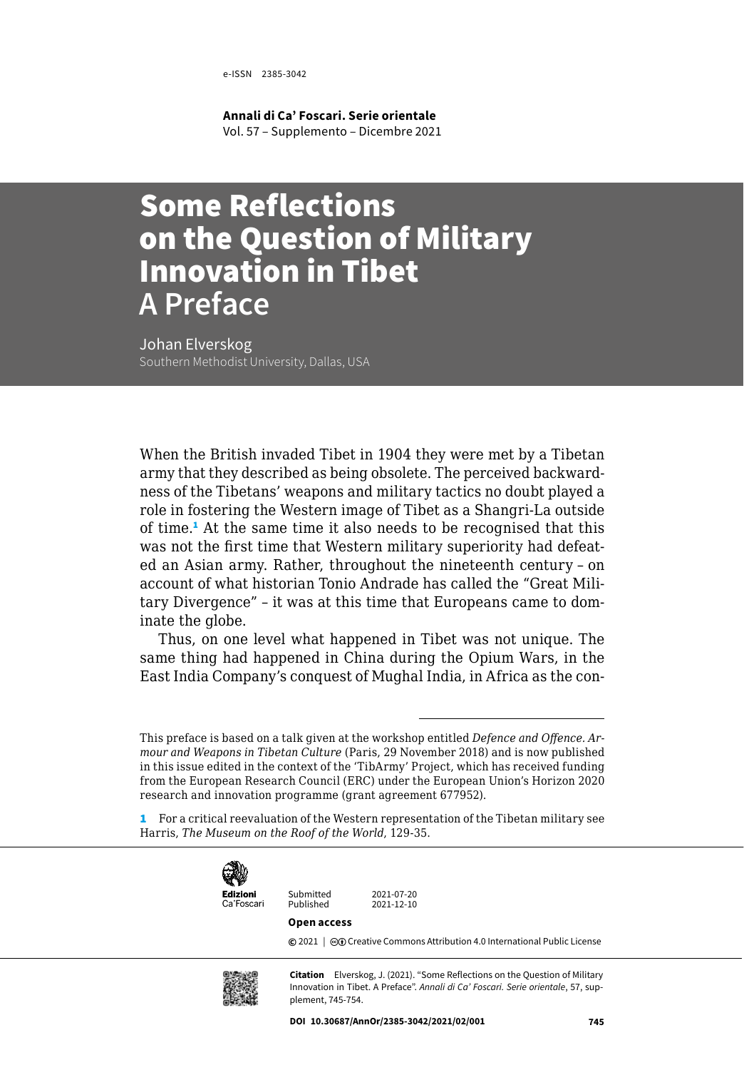e-ISSN 2385-3042

**Annali di Ca' Foscari. Serie orientale**
Vol. 57 – Supplemento – Dicembre 2021

# Some Reflections on the Question of Military Innovation in Tibet
## A Preface

Johan Elverskog
Southern Methodist University, Dallas, USA

When the British invaded Tibet in 1904 they were met by a Tibetan army that they described as being obsolete. The perceived backwardness of the Tibetans' weapons and military tactics no doubt played a role in fostering the Western image of Tibet as a Shangri-La outside of time.[1] At the same time it also needs to be recognised that this was not the first time that Western military superiority had defeated an Asian army. Rather, throughout the nineteenth century – on account of what historian Tonio Andrade has called the "Great Military Divergence" – it was at this time that Europeans came to dominate the globe.

Thus, on one level what happened in Tibet was not unique. The same thing had happened in China during the Opium Wars, in the East India Company's conquest of Mughal India, in Africa as the con-

---

This preface is based on a talk given at the workshop entitled *Defence and Offence. Armour and Weapons in Tibetan Culture* (Paris, 29 November 2018) and is now published in this issue edited in the context of the 'TibArmy' Project, which has received funding from the European Research Council (ERC) under the European Union's Horizon 2020 research and innovation programme (grant agreement 677952).

1 For a critical reevaluation of the Western representation of the Tibetan military see Harris, *The Museum on the Roof of the World*, 129-35.

Edizioni Ca'Foscari

Submitted 2021-07-20
Published 2021-12-10

**Open access**

© 2021 | Creative Commons Attribution 4.0 International Public License

**Citation** Elverskog, J. (2021). "Some Reflections on the Question of Military Innovation in Tibet. A Preface". *Annali di Ca' Foscari. Serie orientale*, 57, supplement, 745-754.

**DOI 10.30687/AnnOr/2385-3042/2021/02/001**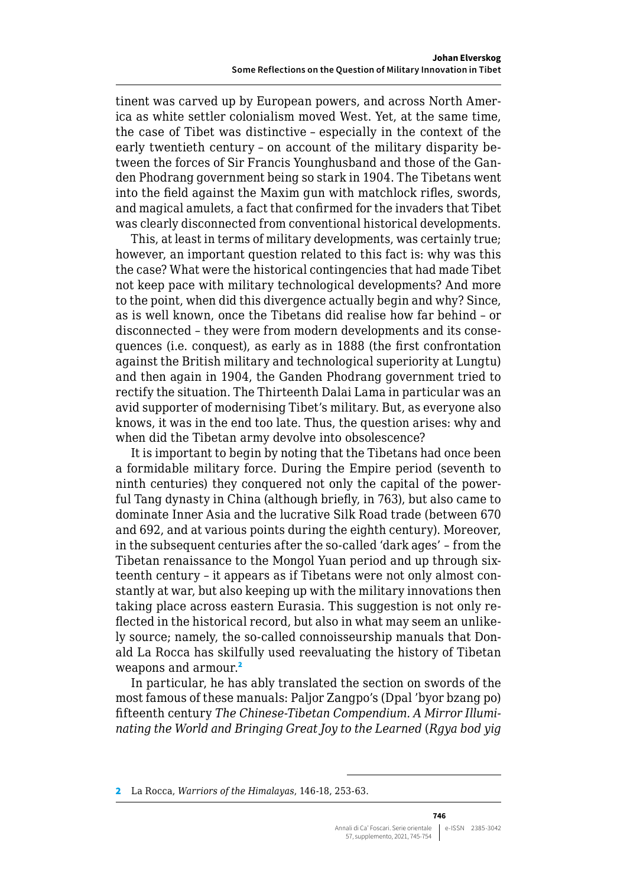tinent was carved up by European powers, and across North America as white settler colonialism moved West. Yet, at the same time, the case of Tibet was distinctive – especially in the context of the early twentieth century – on account of the military disparity between the forces of Sir Francis Younghusband and those of the Ganden Phodrang government being so stark in 1904. The Tibetans went into the field against the Maxim gun with matchlock rifles, swords, and magical amulets, a fact that confirmed for the invaders that Tibet was clearly disconnected from conventional historical developments.

This, at least in terms of military developments, was certainly true; however, an important question related to this fact is: why was this the case? What were the historical contingencies that had made Tibet not keep pace with military technological developments? And more to the point, when did this divergence actually begin and why? Since, as is well known, once the Tibetans did realise how far behind – or disconnected – they were from modern developments and its consequences (i.e. conquest), as early as in 1888 (the first confrontation against the British military and technological superiority at Lungtu) and then again in 1904, the Ganden Phodrang government tried to rectify the situation. The Thirteenth Dalai Lama in particular was an avid supporter of modernising Tibet's military. But, as everyone also knows, it was in the end too late. Thus, the question arises: why and when did the Tibetan army devolve into obsolescence?

It is important to begin by noting that the Tibetans had once been a formidable military force. During the Empire period (seventh to ninth centuries) they conquered not only the capital of the powerful Tang dynasty in China (although briefly, in 763), but also came to dominate Inner Asia and the lucrative Silk Road trade (between 670 and 692, and at various points during the eighth century). Moreover, in the subsequent centuries after the so-called 'dark ages' – from the Tibetan renaissance to the Mongol Yuan period and up through sixteenth century – it appears as if Tibetans were not only almost constantly at war, but also keeping up with the military innovations then taking place across eastern Eurasia. This suggestion is not only reflected in the historical record, but also in what may seem an unlikely source; namely, the so-called connoisseurship manuals that Donald La Rocca has skilfully used reevaluating the history of Tibetan weapons and armour.[2]

In particular, he has ably translated the section on swords of the most famous of these manuals: Paljor Zangpo's (Dpal 'byor bzang po) fifteenth century *The Chinese-Tibetan Compendium. A Mirror Illuminating the World and Bringing Great Joy to the Learned* (*Rgya bod yig*

---

[2] La Rocca, *Warriors of the Himalayas*, 146-18, 253-63.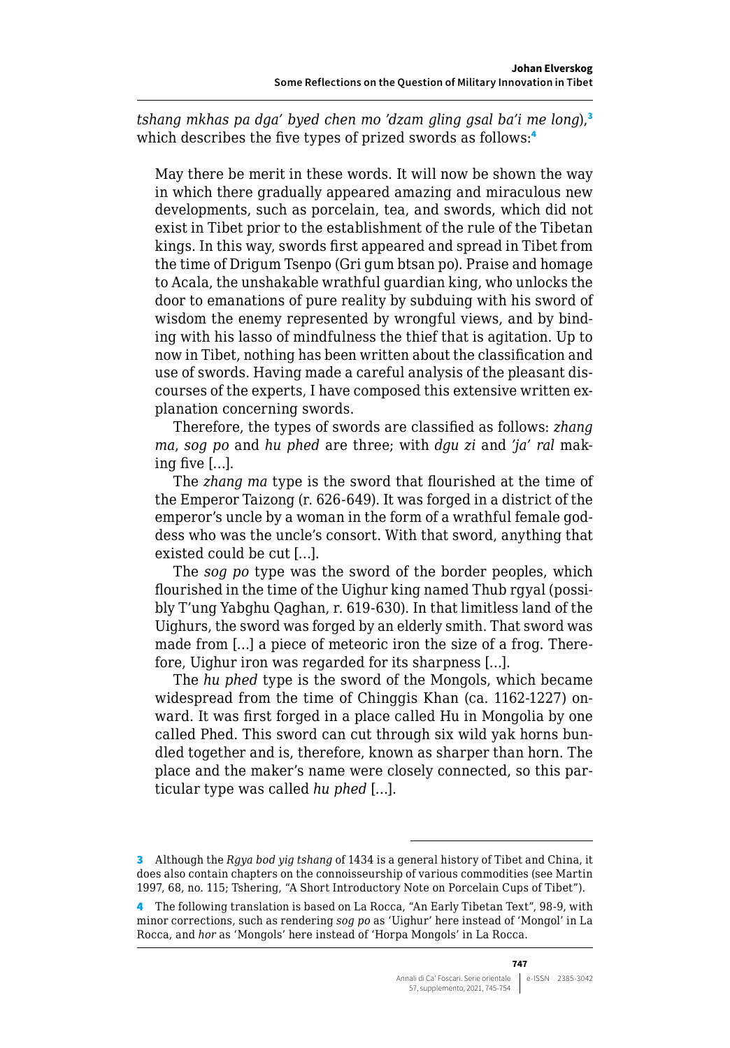*tshang mkhas pa dga' byed chen mo 'dzam gling gsal ba'i me long*),[3] which describes the five types of prized swords as follows:[4]

> May there be merit in these words. It will now be shown the way in which there gradually appeared amazing and miraculous new developments, such as porcelain, tea, and swords, which did not exist in Tibet prior to the establishment of the rule of the Tibetan kings. In this way, swords first appeared and spread in Tibet from the time of Drigum Tsenpo (Gri gum btsan po). Praise and homage to Acala, the unshakable wrathful guardian king, who unlocks the door to emanations of pure reality by subduing with his sword of wisdom the enemy represented by wrongful views, and by binding with his lasso of mindfulness the thief that is agitation. Up to now in Tibet, nothing has been written about the classification and use of swords. Having made a careful analysis of the pleasant discourses of the experts, I have composed this extensive written explanation concerning swords.
>
> Therefore, the types of swords are classified as follows: *zhang ma*, *sog po* and *hu phed* are three; with *dgu zi* and *'ja' ral* making five [...].
>
> The *zhang ma* type is the sword that flourished at the time of the Emperor Taizong (r. 626-649). It was forged in a district of the emperor's uncle by a woman in the form of a wrathful female goddess who was the uncle's consort. With that sword, anything that existed could be cut [...].
>
> The *sog po* type was the sword of the border peoples, which flourished in the time of the Uighur king named Thub rgyal (possibly T'ung Yabghu Qaghan, r. 619-630). In that limitless land of the Uighurs, the sword was forged by an elderly smith. That sword was made from [...] a piece of meteoric iron the size of a frog. Therefore, Uighur iron was regarded for its sharpness [...].
>
> The *hu phed* type is the sword of the Mongols, which became widespread from the time of Chinggis Khan (ca. 1162-1227) onward. It was first forged in a place called Hu in Mongolia by one called Phed. This sword can cut through six wild yak horns bundled together and is, therefore, known as sharper than horn. The place and the maker's name were closely connected, so this particular type was called *hu phed* [...].

---

[3] Although the *Rgya bod yig tshang* of 1434 is a general history of Tibet and China, it does also contain chapters on the connoisseurship of various commodities (see Martin 1997, 68, no. 115; Tshering, "A Short Introductory Note on Porcelain Cups of Tibet").

[4] The following translation is based on La Rocca, "An Early Tibetan Text", 98-9, with minor corrections, such as rendering *sog po* as 'Uighur' here instead of 'Mongol' in La Rocca, and *hor* as 'Mongols' here instead of 'Horpa Mongols' in La Rocca.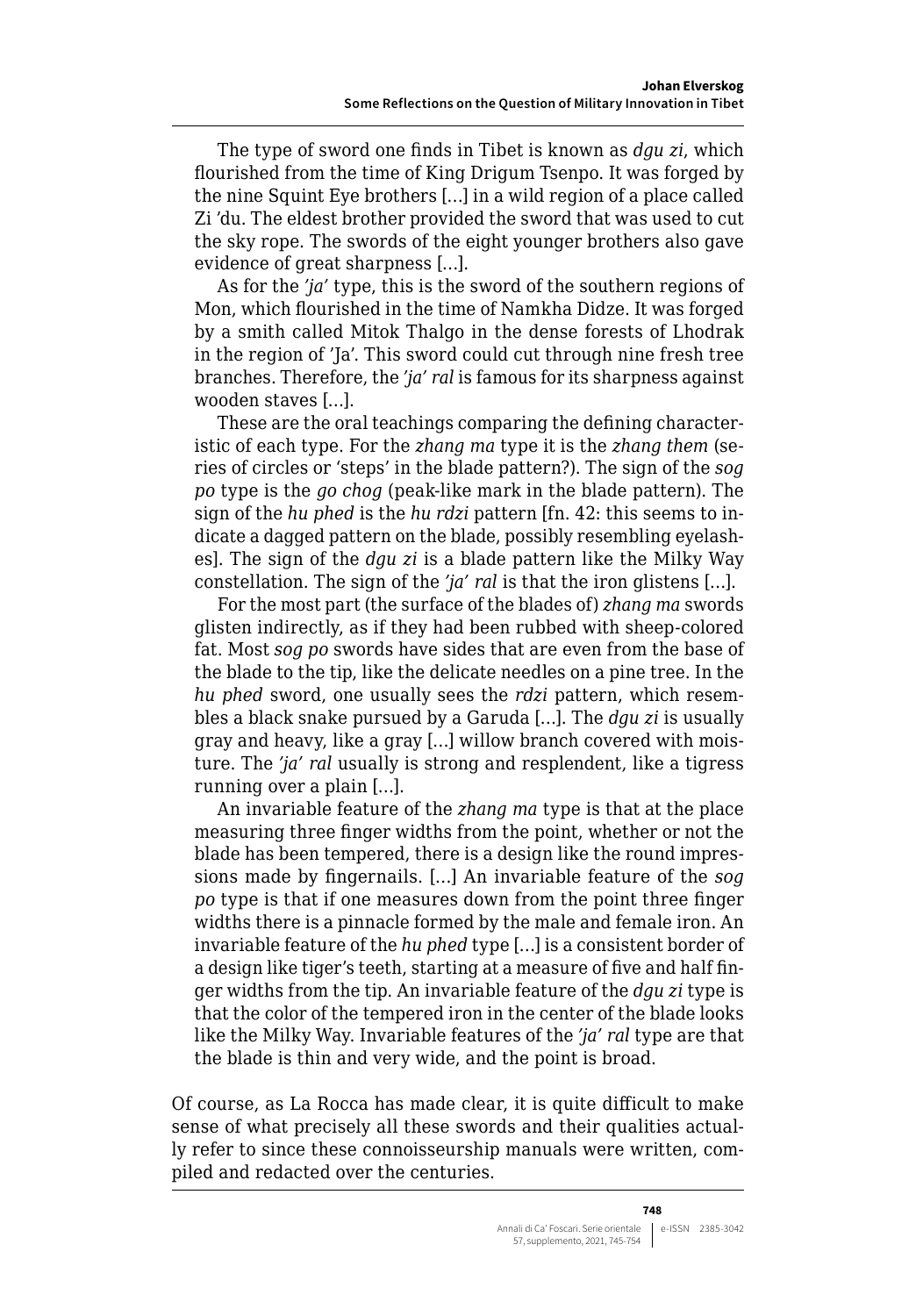The type of sword one finds in Tibet is known as *dgu zi*, which flourished from the time of King Drigum Tsenpo. It was forged by the nine Squint Eye brothers [...] in a wild region of a place called Zi 'du. The eldest brother provided the sword that was used to cut the sky rope. The swords of the eight younger brothers also gave evidence of great sharpness [...].

As for the *'ja'* type, this is the sword of the southern regions of Mon, which flourished in the time of Namkha Didze. It was forged by a smith called Mitok Thalgo in the dense forests of Lhodrak in the region of 'Ja'. This sword could cut through nine fresh tree branches. Therefore, the *'ja' ral* is famous for its sharpness against wooden staves [...].

These are the oral teachings comparing the defining characteristic of each type. For the *zhang ma* type it is the *zhang them* (series of circles or 'steps' in the blade pattern?). The sign of the *sog po* type is the *go chog* (peak-like mark in the blade pattern). The sign of the *hu phed* is the *hu rdzi* pattern [fn. 42: this seems to indicate a dagged pattern on the blade, possibly resembling eyelashes]. The sign of the *dgu zi* is a blade pattern like the Milky Way constellation. The sign of the *'ja' ral* is that the iron glistens [...].

For the most part (the surface of the blades of) *zhang ma* swords glisten indirectly, as if they had been rubbed with sheep-colored fat. Most *sog po* swords have sides that are even from the base of the blade to the tip, like the delicate needles on a pine tree. In the *hu phed* sword, one usually sees the *rdzi* pattern, which resembles a black snake pursued by a Garuda [...]. The *dgu zi* is usually gray and heavy, like a gray [...] willow branch covered with moisture. The *'ja' ral* usually is strong and resplendent, like a tigress running over a plain [...].

An invariable feature of the *zhang ma* type is that at the place measuring three finger widths from the point, whether or not the blade has been tempered, there is a design like the round impressions made by fingernails. [...] An invariable feature of the *sog po* type is that if one measures down from the point three finger widths there is a pinnacle formed by the male and female iron. An invariable feature of the *hu phed* type [...] is a consistent border of a design like tiger's teeth, starting at a measure of five and half finger widths from the tip. An invariable feature of the *dgu zi* type is that the color of the tempered iron in the center of the blade looks like the Milky Way. Invariable features of the *'ja' ral* type are that the blade is thin and very wide, and the point is broad.

Of course, as La Rocca has made clear, it is quite difficult to make sense of what precisely all these swords and their qualities actually refer to since these connoisseurship manuals were written, compiled and redacted over the centuries.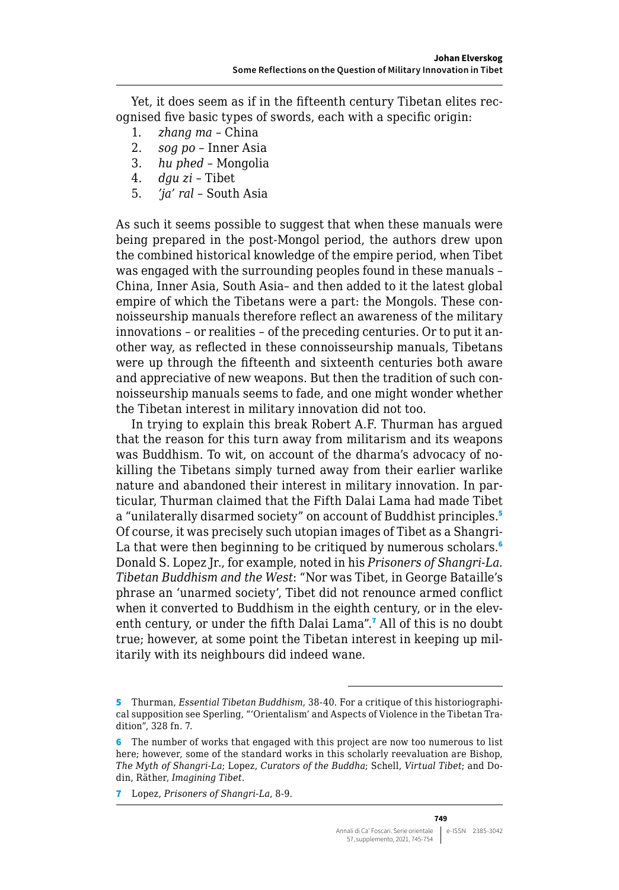Yet, it does seem as if in the fifteenth century Tibetan elites recognised five basic types of swords, each with a specific origin:

1. *zhang ma* – China
2. *sog po* – Inner Asia
3. *hu phed* – Mongolia
4. *dgu zi* – Tibet
5. *'ja' ral* – South Asia

As such it seems possible to suggest that when these manuals were being prepared in the post-Mongol period, the authors drew upon the combined historical knowledge of the empire period, when Tibet was engaged with the surrounding peoples found in these manuals – China, Inner Asia, South Asia– and then added to it the latest global empire of which the Tibetans were a part: the Mongols. These connoisseurship manuals therefore reflect an awareness of the military innovations – or realities – of the preceding centuries. Or to put it another way, as reflected in these connoisseurship manuals, Tibetans were up through the fifteenth and sixteenth centuries both aware and appreciative of new weapons. But then the tradition of such connoisseurship manuals seems to fade, and one might wonder whether the Tibetan interest in military innovation did not too.

In trying to explain this break Robert A.F. Thurman has argued that the reason for this turn away from militarism and its weapons was Buddhism. To wit, on account of the dharma's advocacy of no-killing the Tibetans simply turned away from their earlier warlike nature and abandoned their interest in military innovation. In particular, Thurman claimed that the Fifth Dalai Lama had made Tibet a "unilaterally disarmed society" on account of Buddhist principles.[5] Of course, it was precisely such utopian images of Tibet as a Shangri-La that were then beginning to be critiqued by numerous scholars.[6] Donald S. Lopez Jr., for example, noted in his *Prisoners of Shangri-La. Tibetan Buddhism and the West*: "Nor was Tibet, in George Bataille's phrase an 'unarmed society', Tibet did not renounce armed conflict when it converted to Buddhism in the eighth century, or in the eleventh century, or under the fifth Dalai Lama".[7] All of this is no doubt true; however, at some point the Tibetan interest in keeping up militarily with its neighbours did indeed wane.

---

[5] Thurman, *Essential Tibetan Buddhism*, 38-40. For a critique of this historiographical supposition see Sperling, "'Orientalism' and Aspects of Violence in the Tibetan Tradition", 328 fn. 7.

[6] The number of works that engaged with this project are now too numerous to list here; however, some of the standard works in this scholarly reevaluation are Bishop, *The Myth of Shangri-La*; Lopez, *Curators of the Buddha*; Schell, *Virtual Tibet*; and Dodin, Räther, *Imagining Tibet*.

[7] Lopez, *Prisoners of Shangri-La*, 8-9.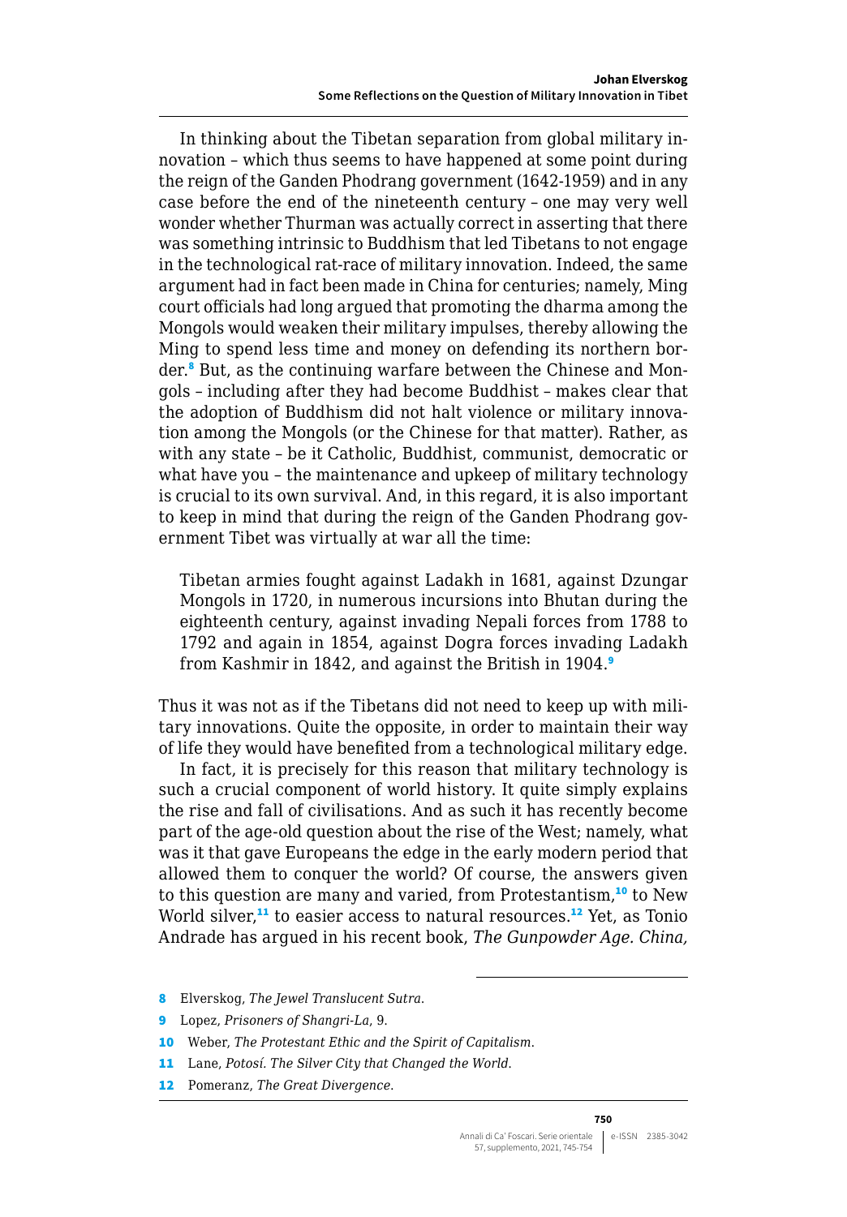In thinking about the Tibetan separation from global military innovation – which thus seems to have happened at some point during the reign of the Ganden Phodrang government (1642-1959) and in any case before the end of the nineteenth century – one may very well wonder whether Thurman was actually correct in asserting that there was something intrinsic to Buddhism that led Tibetans to not engage in the technological rat-race of military innovation. Indeed, the same argument had in fact been made in China for centuries; namely, Ming court officials had long argued that promoting the dharma among the Mongols would weaken their military impulses, thereby allowing the Ming to spend less time and money on defending its northern border.[8] But, as the continuing warfare between the Chinese and Mongols – including after they had become Buddhist – makes clear that the adoption of Buddhism did not halt violence or military innovation among the Mongols (or the Chinese for that matter). Rather, as with any state – be it Catholic, Buddhist, communist, democratic or what have you – the maintenance and upkeep of military technology is crucial to its own survival. And, in this regard, it is also important to keep in mind that during the reign of the Ganden Phodrang government Tibet was virtually at war all the time:

> Tibetan armies fought against Ladakh in 1681, against Dzungar Mongols in 1720, in numerous incursions into Bhutan during the eighteenth century, against invading Nepali forces from 1788 to 1792 and again in 1854, against Dogra forces invading Ladakh from Kashmir in 1842, and against the British in 1904.[9]

Thus it was not as if the Tibetans did not need to keep up with military innovations. Quite the opposite, in order to maintain their way of life they would have benefited from a technological military edge.

In fact, it is precisely for this reason that military technology is such a crucial component of world history. It quite simply explains the rise and fall of civilisations. And as such it has recently become part of the age-old question about the rise of the West; namely, what was it that gave Europeans the edge in the early modern period that allowed them to conquer the world? Of course, the answers given to this question are many and varied, from Protestantism,[10] to New World silver,[11] to easier access to natural resources.[12] Yet, as Tonio Andrade has argued in his recent book, *The Gunpowder Age. China,*

---

8 Elverskog, *The Jewel Translucent Sutra*.

9 Lopez, *Prisoners of Shangri-La*, 9.

10 Weber, *The Protestant Ethic and the Spirit of Capitalism*.

11 Lane, *Potosí. The Silver City that Changed the World*.

12 Pomeranz, *The Great Divergence*.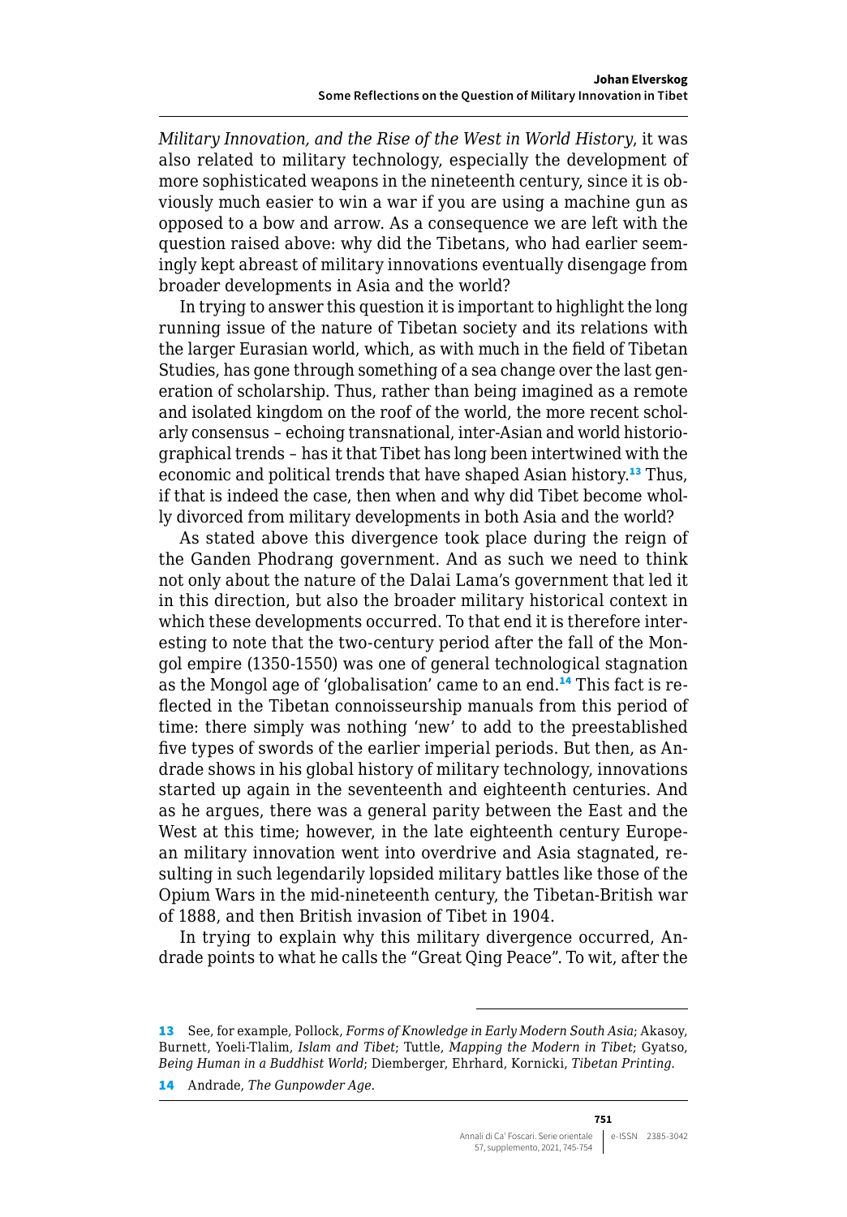*Military Innovation, and the Rise of the West in World History*, it was also related to military technology, especially the development of more sophisticated weapons in the nineteenth century, since it is obviously much easier to win a war if you are using a machine gun as opposed to a bow and arrow. As a consequence we are left with the question raised above: why did the Tibetans, who had earlier seemingly kept abreast of military innovations eventually disengage from broader developments in Asia and the world?

In trying to answer this question it is important to highlight the long running issue of the nature of Tibetan society and its relations with the larger Eurasian world, which, as with much in the field of Tibetan Studies, has gone through something of a sea change over the last generation of scholarship. Thus, rather than being imagined as a remote and isolated kingdom on the roof of the world, the more recent scholarly consensus – echoing transnational, inter-Asian and world historiographical trends – has it that Tibet has long been intertwined with the economic and political trends that have shaped Asian history.[13] Thus, if that is indeed the case, then when and why did Tibet become wholly divorced from military developments in both Asia and the world?

As stated above this divergence took place during the reign of the Ganden Phodrang government. And as such we need to think not only about the nature of the Dalai Lama's government that led it in this direction, but also the broader military historical context in which these developments occurred. To that end it is therefore interesting to note that the two-century period after the fall of the Mongol empire (1350-1550) was one of general technological stagnation as the Mongol age of 'globalisation' came to an end.[14] This fact is reflected in the Tibetan connoisseurship manuals from this period of time: there simply was nothing 'new' to add to the preestablished five types of swords of the earlier imperial periods. But then, as Andrade shows in his global history of military technology, innovations started up again in the seventeenth and eighteenth centuries. And as he argues, there was a general parity between the East and the West at this time; however, in the late eighteenth century European military innovation went into overdrive and Asia stagnated, resulting in such legendarily lopsided military battles like those of the Opium Wars in the mid-nineteenth century, the Tibetan-British war of 1888, and then British invasion of Tibet in 1904.

In trying to explain why this military divergence occurred, Andrade points to what he calls the "Great Qing Peace". To wit, after the

---

13 See, for example, Pollock, *Forms of Knowledge in Early Modern South Asia*; Akasoy, Burnett, Yoeli-Tlalim, *Islam and Tibet*; Tuttle, *Mapping the Modern in Tibet*; Gyatso, *Being Human in a Buddhist World*; Diemberger, Ehrhard, Kornicki, *Tibetan Printing*.

14 Andrade, *The Gunpowder Age*.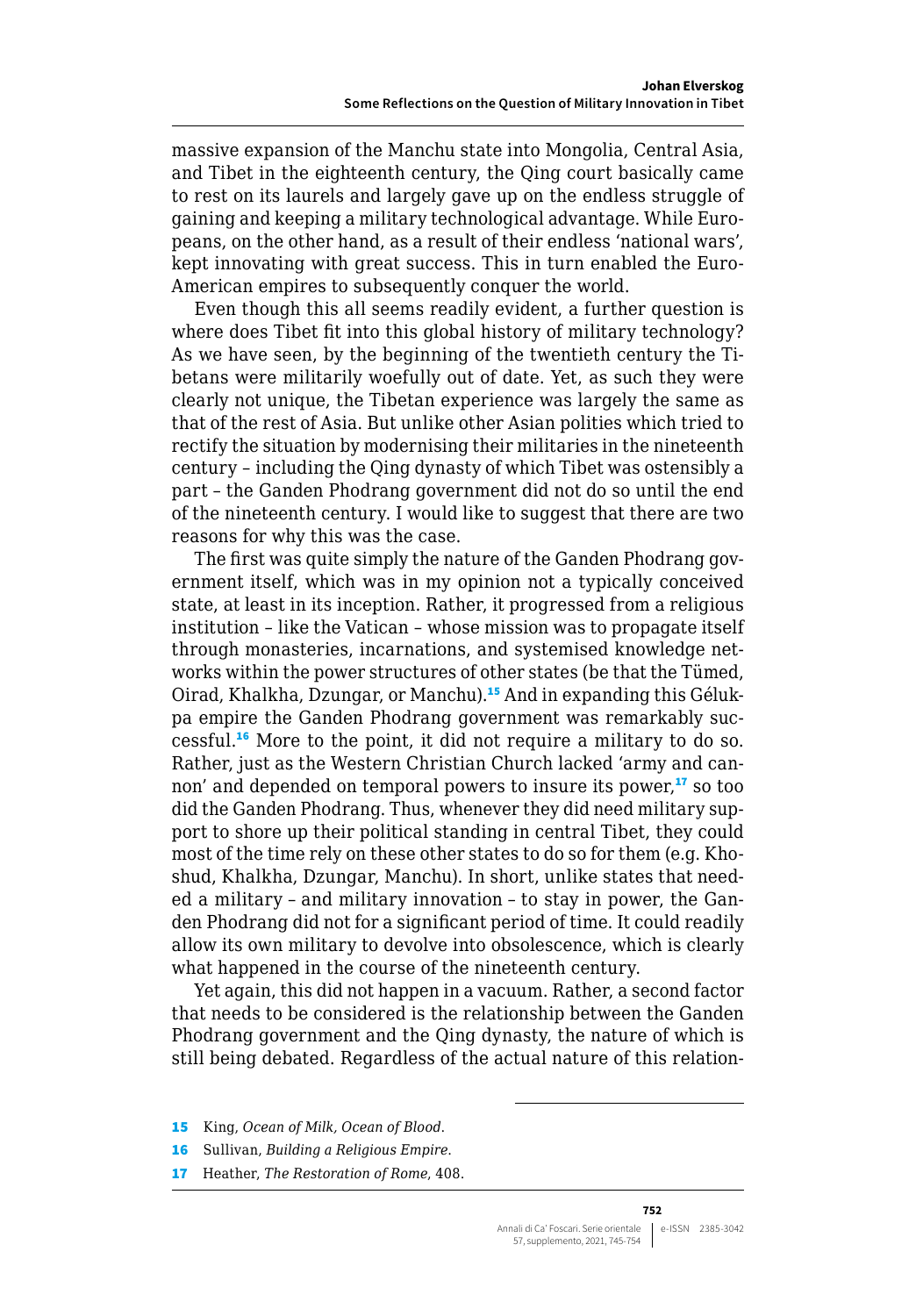massive expansion of the Manchu state into Mongolia, Central Asia, and Tibet in the eighteenth century, the Qing court basically came to rest on its laurels and largely gave up on the endless struggle of gaining and keeping a military technological advantage. While Europeans, on the other hand, as a result of their endless 'national wars', kept innovating with great success. This in turn enabled the Euro-American empires to subsequently conquer the world.

Even though this all seems readily evident, a further question is where does Tibet fit into this global history of military technology? As we have seen, by the beginning of the twentieth century the Tibetans were militarily woefully out of date. Yet, as such they were clearly not unique, the Tibetan experience was largely the same as that of the rest of Asia. But unlike other Asian polities which tried to rectify the situation by modernising their militaries in the nineteenth century – including the Qing dynasty of which Tibet was ostensibly a part – the Ganden Phodrang government did not do so until the end of the nineteenth century. I would like to suggest that there are two reasons for why this was the case.

The first was quite simply the nature of the Ganden Phodrang government itself, which was in my opinion not a typically conceived state, at least in its inception. Rather, it progressed from a religious institution – like the Vatican – whose mission was to propagate itself through monasteries, incarnations, and systemised knowledge networks within the power structures of other states (be that the Tümed, Oirad, Khalkha, Dzungar, or Manchu).[15] And in expanding this Gélukpa empire the Ganden Phodrang government was remarkably successful.[16] More to the point, it did not require a military to do so. Rather, just as the Western Christian Church lacked 'army and cannon' and depended on temporal powers to insure its power,[17] so too did the Ganden Phodrang. Thus, whenever they did need military support to shore up their political standing in central Tibet, they could most of the time rely on these other states to do so for them (e.g. Khoshud, Khalkha, Dzungar, Manchu). In short, unlike states that needed a military – and military innovation – to stay in power, the Ganden Phodrang did not for a significant period of time. It could readily allow its own military to devolve into obsolescence, which is clearly what happened in the course of the nineteenth century.

Yet again, this did not happen in a vacuum. Rather, a second factor that needs to be considered is the relationship between the Ganden Phodrang government and the Qing dynasty, the nature of which is still being debated. Regardless of the actual nature of this relation-

---

15 King, *Ocean of Milk, Ocean of Blood*.

16 Sullivan, *Building a Religious Empire*.

17 Heather, *The Restoration of Rome*, 408.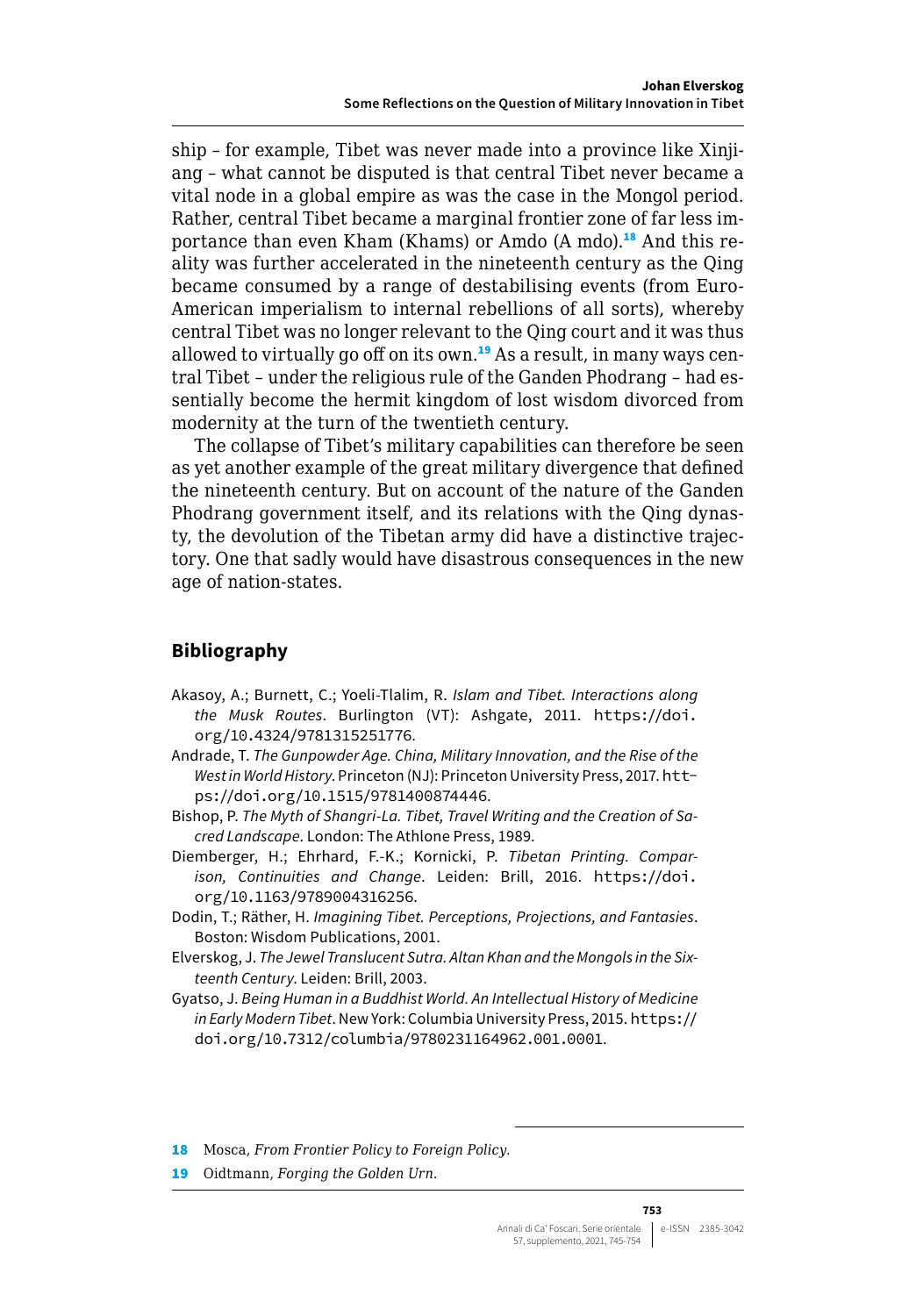ship – for example, Tibet was never made into a province like Xinjiang – what cannot be disputed is that central Tibet never became a vital node in a global empire as was the case in the Mongol period. Rather, central Tibet became a marginal frontier zone of far less importance than even Kham (Khams) or Amdo (A mdo).[18] And this reality was further accelerated in the nineteenth century as the Qing became consumed by a range of destabilising events (from Euro-American imperialism to internal rebellions of all sorts), whereby central Tibet was no longer relevant to the Qing court and it was thus allowed to virtually go off on its own.[19] As a result, in many ways central Tibet – under the religious rule of the Ganden Phodrang – had essentially become the hermit kingdom of lost wisdom divorced from modernity at the turn of the twentieth century.

The collapse of Tibet's military capabilities can therefore be seen as yet another example of the great military divergence that defined the nineteenth century. But on account of the nature of the Ganden Phodrang government itself, and its relations with the Qing dynasty, the devolution of the Tibetan army did have a distinctive trajectory. One that sadly would have disastrous consequences in the new age of nation-states.

## Bibliography

Akasoy, A.; Burnett, C.; Yoeli-Tlalim, R. *Islam and Tibet. Interactions along the Musk Routes*. Burlington (VT): Ashgate, 2011. https://doi.org/10.4324/9781315251776.

Andrade, T. *The Gunpowder Age. China, Military Innovation, and the Rise of the West in World History*. Princeton (NJ): Princeton University Press, 2017. https://doi.org/10.1515/9781400874446.

Bishop, P. *The Myth of Shangri-La. Tibet, Travel Writing and the Creation of Sacred Landscape*. London: The Athlone Press, 1989.

Diemberger, H.; Ehrhard, F.-K.; Kornicki, P. *Tibetan Printing. Comparison, Continuities and Change*. Leiden: Brill, 2016. https://doi.org/10.1163/9789004316256.

Dodin, T.; Räther, H. *Imagining Tibet. Perceptions, Projections, and Fantasies*. Boston: Wisdom Publications, 2001.

Elverskog, J. *The Jewel Translucent Sutra. Altan Khan and the Mongols in the Sixteenth Century*. Leiden: Brill, 2003.

Gyatso, J. *Being Human in a Buddhist World. An Intellectual History of Medicine in Early Modern Tibet*. New York: Columbia University Press, 2015. https://doi.org/10.7312/columbia/9780231164962.001.0001.

---

18 Mosca, *From Frontier Policy to Foreign Policy*.

19 Oidtmann, *Forging the Golden Urn*.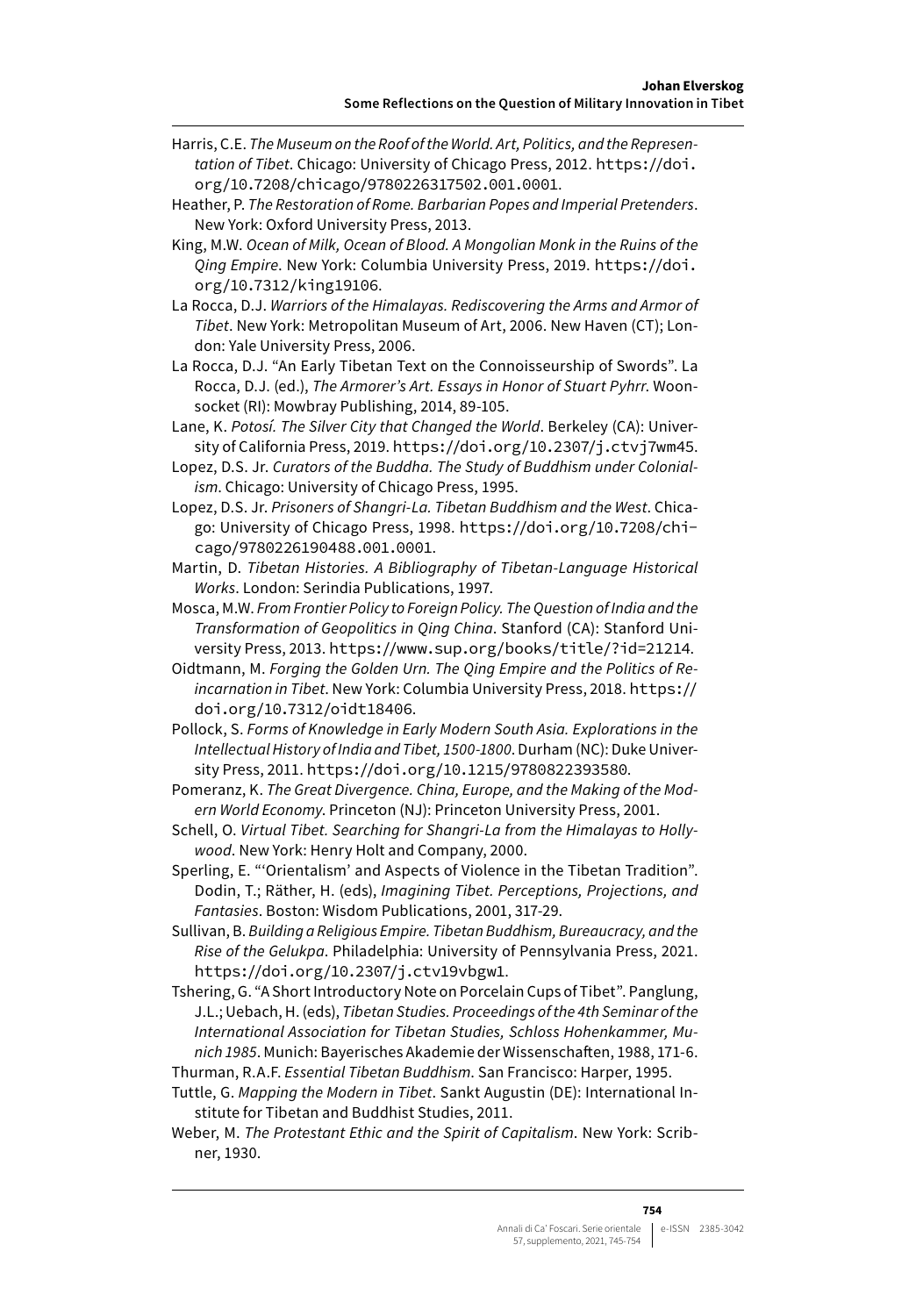Harris, C.E. *The Museum on the Roof of the World. Art, Politics, and the Representation of Tibet*. Chicago: University of Chicago Press, 2012. https://doi.org/10.7208/chicago/9780226317502.001.0001.

Heather, P. *The Restoration of Rome. Barbarian Popes and Imperial Pretenders*. New York: Oxford University Press, 2013.

King, M.W. *Ocean of Milk, Ocean of Blood. A Mongolian Monk in the Ruins of the Qing Empire*. New York: Columbia University Press, 2019. https://doi.org/10.7312/king19106.

La Rocca, D.J. *Warriors of the Himalayas. Rediscovering the Arms and Armor of Tibet*. New York: Metropolitan Museum of Art, 2006. New Haven (CT); London: Yale University Press, 2006.

La Rocca, D.J. "An Early Tibetan Text on the Connoisseurship of Swords". La Rocca, D.J. (ed.), *The Armorer's Art. Essays in Honor of Stuart Pyhrr*. Woonsocket (RI): Mowbray Publishing, 2014, 89-105.

Lane, K. *Potosí. The Silver City that Changed the World*. Berkeley (CA): University of California Press, 2019. https://doi.org/10.2307/j.ctvj7wm45.

Lopez, D.S. Jr. *Curators of the Buddha. The Study of Buddhism under Colonialism*. Chicago: University of Chicago Press, 1995.

Lopez, D.S. Jr. *Prisoners of Shangri-La. Tibetan Buddhism and the West*. Chicago: University of Chicago Press, 1998. https://doi.org/10.7208/chicago/9780226190488.001.0001.

Martin, D. *Tibetan Histories. A Bibliography of Tibetan-Language Historical Works*. London: Serindia Publications, 1997.

Mosca, M.W. *From Frontier Policy to Foreign Policy. The Question of India and the Transformation of Geopolitics in Qing China*. Stanford (CA): Stanford University Press, 2013. https://www.sup.org/books/title/?id=21214.

Oidtmann, M. *Forging the Golden Urn. The Qing Empire and the Politics of Reincarnation in Tibet*. New York: Columbia University Press, 2018. https://doi.org/10.7312/oidt18406.

Pollock, S. *Forms of Knowledge in Early Modern South Asia. Explorations in the Intellectual History of India and Tibet, 1500-1800*. Durham (NC): Duke University Press, 2011. https://doi.org/10.1215/9780822393580.

Pomeranz, K. *The Great Divergence. China, Europe, and the Making of the Modern World Economy*. Princeton (NJ): Princeton University Press, 2001.

Schell, O. *Virtual Tibet. Searching for Shangri-La from the Himalayas to Hollywood*. New York: Henry Holt and Company, 2000.

Sperling, E. "'Orientalism' and Aspects of Violence in the Tibetan Tradition". Dodin, T.; Räther, H. (eds), *Imagining Tibet. Perceptions, Projections, and Fantasies*. Boston: Wisdom Publications, 2001, 317-29.

Sullivan, B. *Building a Religious Empire. Tibetan Buddhism, Bureaucracy, and the Rise of the Gelukpa*. Philadelphia: University of Pennsylvania Press, 2021. https://doi.org/10.2307/j.ctv19vbgw1.

Tshering, G. "A Short Introductory Note on Porcelain Cups of Tibet". Panglung, J.L.; Uebach, H. (eds), *Tibetan Studies. Proceedings of the 4th Seminar of the International Association for Tibetan Studies, Schloss Hohenkammer, Munich 1985*. Munich: Bayerisches Akademie der Wissenschaften, 1988, 171-6.

Thurman, R.A.F. *Essential Tibetan Buddhism*. San Francisco: Harper, 1995.

Tuttle, G. *Mapping the Modern in Tibet*. Sankt Augustin (DE): International Institute for Tibetan and Buddhist Studies, 2011.

Weber, M. *The Protestant Ethic and the Spirit of Capitalism*. New York: Scribner, 1930.